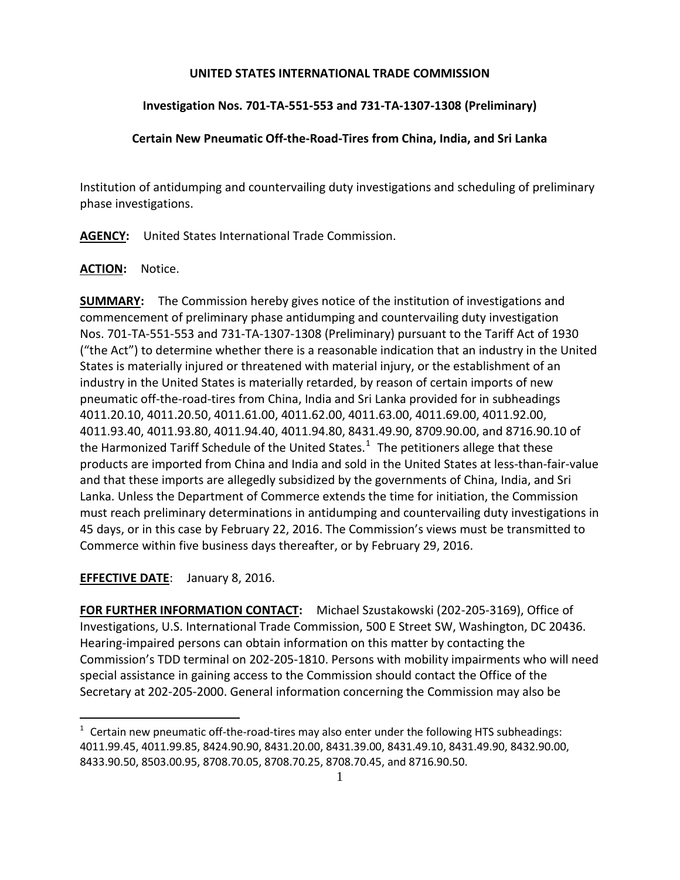**UNITED STATES INTERNATIONAL TRADE COMMISSION**

**Investigation Nos. 701-TA-551-553 and 731-TA-1307-1308 (Preliminary)**

**Certain New Pneumatic Off-the-Road-Tires from China, India, and Sri Lanka**

Institution of antidumping and countervailing duty investigations and scheduling of preliminary phase investigations.

**AGENCY:** United States International Trade Commission.

**ACTION:** Notice.

**SUMMARY:** The Commission hereby gives notice of the institution of investigations and commencement of preliminary phase antidumping and countervailing duty investigation Nos. 701-TA-551-553 and 731-TA-1307-1308 (Preliminary) pursuant to the Tariff Act of 1930 ("the Act") to determine whether there is a reasonable indication that an industry in the United States is materially injured or threatened with material injury, or the establishment of an industry in the United States is materially retarded, by reason of certain imports of new pneumatic off-the-road-tires from China, India and Sri Lanka provided for in subheadings 4011.20.10, 4011.20.50, 4011.61.00, 4011.62.00, 4011.63.00, 4011.69.00, 4011.92.00, 4011.93.40, 4011.93.80, 4011.94.40, 4011.94.80, 8431.49.90, 8709.90.00, and 8716.90.10 of the Harmonized Tariff Schedule of the United States.[1] The petitioners allege that these products are imported from China and India and sold in the United States at less-than-fair-value and that these imports are allegedly subsidized by the governments of China, India, and Sri Lanka. Unless the Department of Commerce extends the time for initiation, the Commission must reach preliminary determinations in antidumping and countervailing duty investigations in 45 days, or in this case by February 22, 2016. The Commission's views must be transmitted to Commerce within five business days thereafter, or by February 29, 2016.

**EFFECTIVE DATE**: January 8, 2016.

**FOR FURTHER INFORMATION CONTACT:** Michael Szustakowski (202-205-3169), Office of Investigations, U.S. International Trade Commission, 500 E Street SW, Washington, DC 20436. Hearing-impaired persons can obtain information on this matter by contacting the Commission's TDD terminal on 202-205-1810. Persons with mobility impairments who will need special assistance in gaining access to the Commission should contact the Office of the Secretary at 202-205-2000. General information concerning the Commission may also be

---

[1] Certain new pneumatic off-the-road-tires may also enter under the following HTS subheadings: 4011.99.45, 4011.99.85, 8424.90.90, 8431.20.00, 8431.39.00, 8431.49.10, 8431.49.90, 8432.90.00, 8433.90.50, 8503.00.95, 8708.70.05, 8708.70.25, 8708.70.45, and 8716.90.50.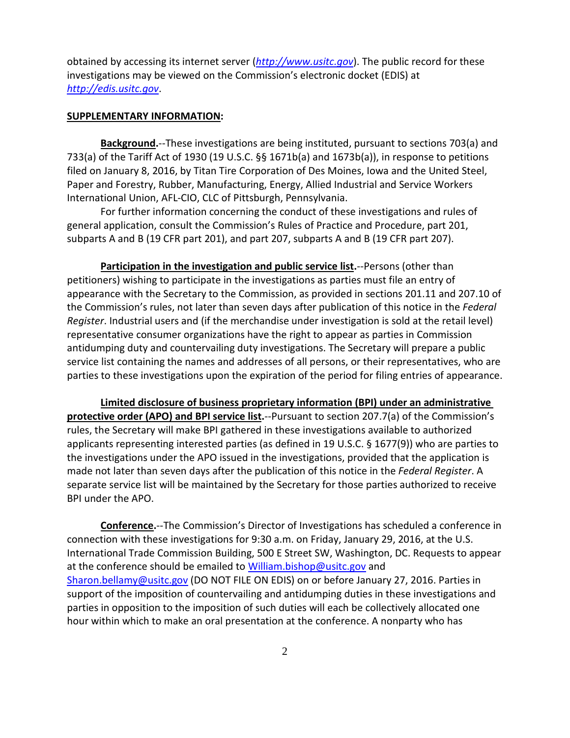obtained by accessing its internet server (*http://www.usitc.gov*). The public record for these investigations may be viewed on the Commission's electronic docket (EDIS) at *http://edis.usitc.gov*.

**SUPPLEMENTARY INFORMATION:**

**Background.**--These investigations are being instituted, pursuant to sections 703(a) and 733(a) of the Tariff Act of 1930 (19 U.S.C. §§ 1671b(a) and 1673b(a)), in response to petitions filed on January 8, 2016, by Titan Tire Corporation of Des Moines, Iowa and the United Steel, Paper and Forestry, Rubber, Manufacturing, Energy, Allied Industrial and Service Workers International Union, AFL-CIO, CLC of Pittsburgh, Pennsylvania.

For further information concerning the conduct of these investigations and rules of general application, consult the Commission's Rules of Practice and Procedure, part 201, subparts A and B (19 CFR part 201), and part 207, subparts A and B (19 CFR part 207).

**Participation in the investigation and public service list.**--Persons (other than petitioners) wishing to participate in the investigations as parties must file an entry of appearance with the Secretary to the Commission, as provided in sections 201.11 and 207.10 of the Commission's rules, not later than seven days after publication of this notice in the *Federal Register*. Industrial users and (if the merchandise under investigation is sold at the retail level) representative consumer organizations have the right to appear as parties in Commission antidumping duty and countervailing duty investigations. The Secretary will prepare a public service list containing the names and addresses of all persons, or their representatives, who are parties to these investigations upon the expiration of the period for filing entries of appearance.

**Limited disclosure of business proprietary information (BPI) under an administrative protective order (APO) and BPI service list.**--Pursuant to section 207.7(a) of the Commission's rules, the Secretary will make BPI gathered in these investigations available to authorized applicants representing interested parties (as defined in 19 U.S.C. § 1677(9)) who are parties to the investigations under the APO issued in the investigations, provided that the application is made not later than seven days after the publication of this notice in the *Federal Register*. A separate service list will be maintained by the Secretary for those parties authorized to receive BPI under the APO.

**Conference.**--The Commission's Director of Investigations has scheduled a conference in connection with these investigations for 9:30 a.m. on Friday, January 29, 2016, at the U.S. International Trade Commission Building, 500 E Street SW, Washington, DC. Requests to appear at the conference should be emailed to William.bishop@usitc.gov and Sharon.bellamy@usitc.gov (DO NOT FILE ON EDIS) on or before January 27, 2016. Parties in support of the imposition of countervailing and antidumping duties in these investigations and parties in opposition to the imposition of such duties will each be collectively allocated one hour within which to make an oral presentation at the conference. A nonparty who has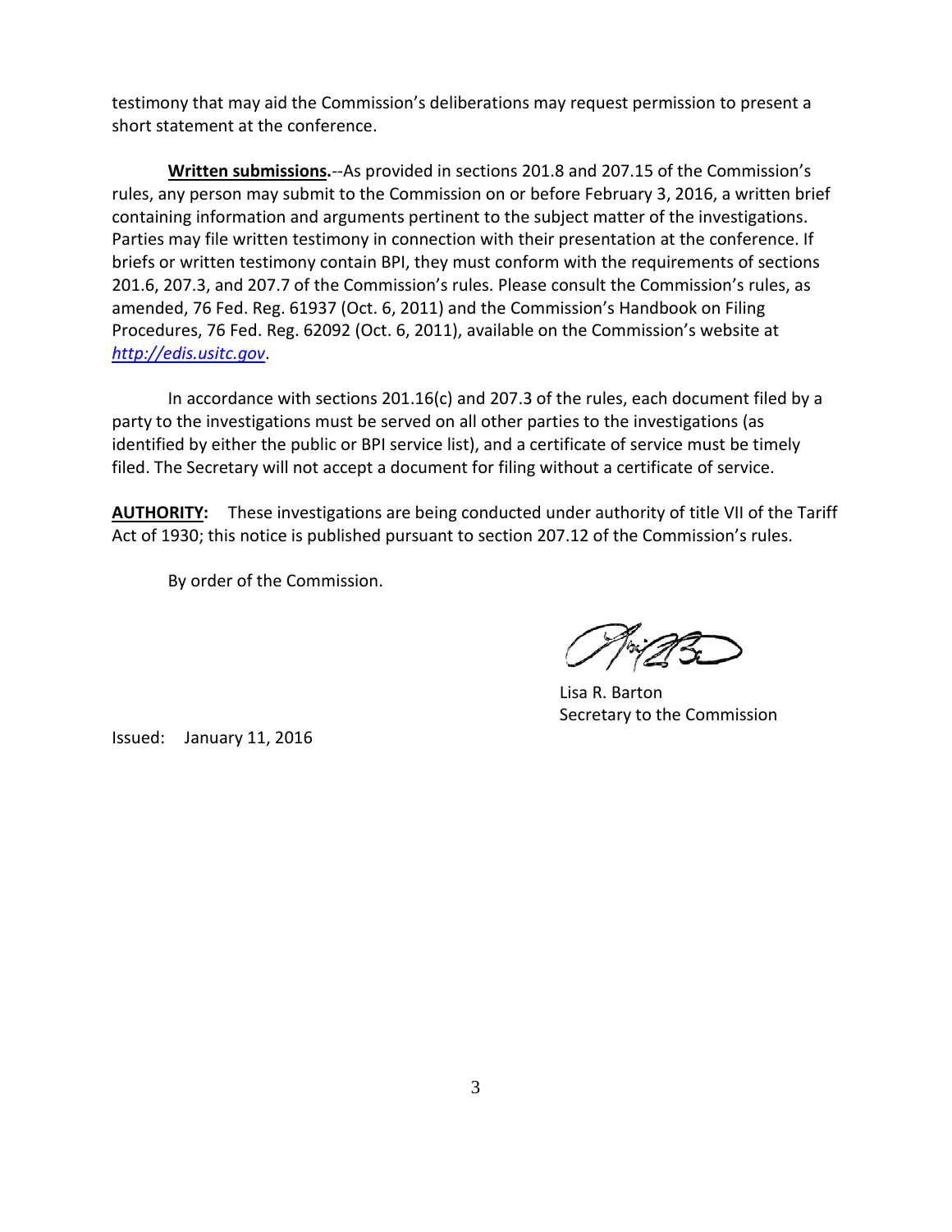testimony that may aid the Commission's deliberations may request permission to present a short statement at the conference.

**Written submissions.**--As provided in sections 201.8 and 207.15 of the Commission's rules, any person may submit to the Commission on or before February 3, 2016, a written brief containing information and arguments pertinent to the subject matter of the investigations. Parties may file written testimony in connection with their presentation at the conference. If briefs or written testimony contain BPI, they must conform with the requirements of sections 201.6, 207.3, and 207.7 of the Commission's rules. Please consult the Commission's rules, as amended, 76 Fed. Reg. 61937 (Oct. 6, 2011) and the Commission's Handbook on Filing Procedures, 76 Fed. Reg. 62092 (Oct. 6, 2011), available on the Commission's website at *http://edis.usitc.gov*.

In accordance with sections 201.16(c) and 207.3 of the rules, each document filed by a party to the investigations must be served on all other parties to the investigations (as identified by either the public or BPI service list), and a certificate of service must be timely filed. The Secretary will not accept a document for filing without a certificate of service.

**AUTHORITY:** These investigations are being conducted under authority of title VII of the Tariff Act of 1930; this notice is published pursuant to section 207.12 of the Commission's rules.

By order of the Commission.

Lisa R. Barton
Secretary to the Commission

Issued: January 11, 2016